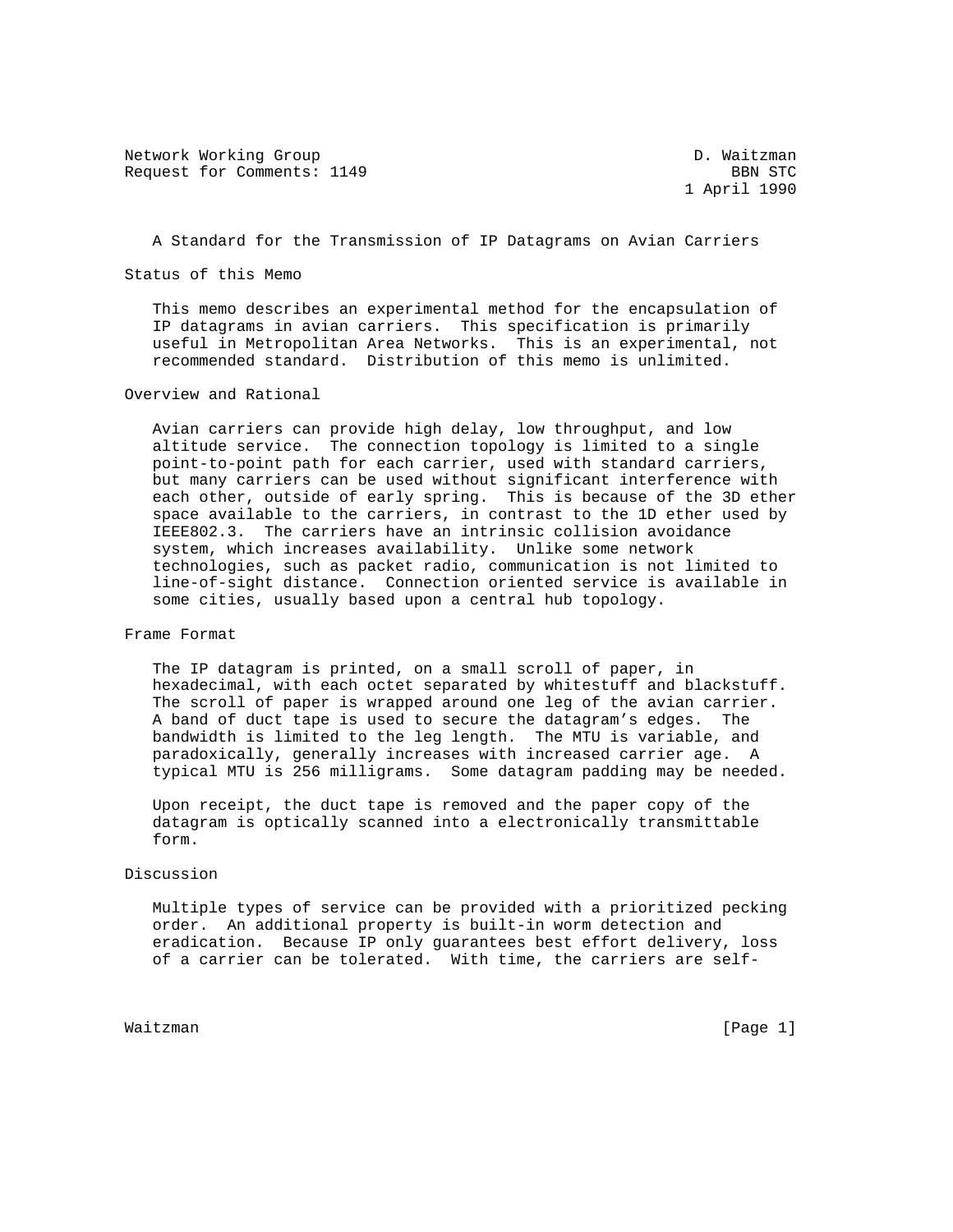Network Working Group D. Waitzman
Request for Comments: 1149 BBN STC
1 April 1990

# A Standard for the Transmission of IP Datagrams on Avian Carriers

## Status of this Memo

This memo describes an experimental method for the encapsulation of IP datagrams in avian carriers. This specification is primarily useful in Metropolitan Area Networks. This is an experimental, not recommended standard. Distribution of this memo is unlimited.

## Overview and Rational

Avian carriers can provide high delay, low throughput, and low altitude service. The connection topology is limited to a single point-to-point path for each carrier, used with standard carriers, but many carriers can be used without significant interference with each other, outside of early spring. This is because of the 3D ether space available to the carriers, in contrast to the 1D ether used by IEEE802.3. The carriers have an intrinsic collision avoidance system, which increases availability. Unlike some network technologies, such as packet radio, communication is not limited to line-of-sight distance. Connection oriented service is available in some cities, usually based upon a central hub topology.

## Frame Format

The IP datagram is printed, on a small scroll of paper, in hexadecimal, with each octet separated by whitestuff and blackstuff. The scroll of paper is wrapped around one leg of the avian carrier. A band of duct tape is used to secure the datagram's edges. The bandwidth is limited to the leg length. The MTU is variable, and paradoxically, generally increases with increased carrier age. A typical MTU is 256 milligrams. Some datagram padding may be needed.

Upon receipt, the duct tape is removed and the paper copy of the datagram is optically scanned into a electronically transmittable form.

## Discussion

Multiple types of service can be provided with a prioritized pecking order. An additional property is built-in worm detection and eradication. Because IP only guarantees best effort delivery, loss of a carrier can be tolerated. With time, the carriers are self-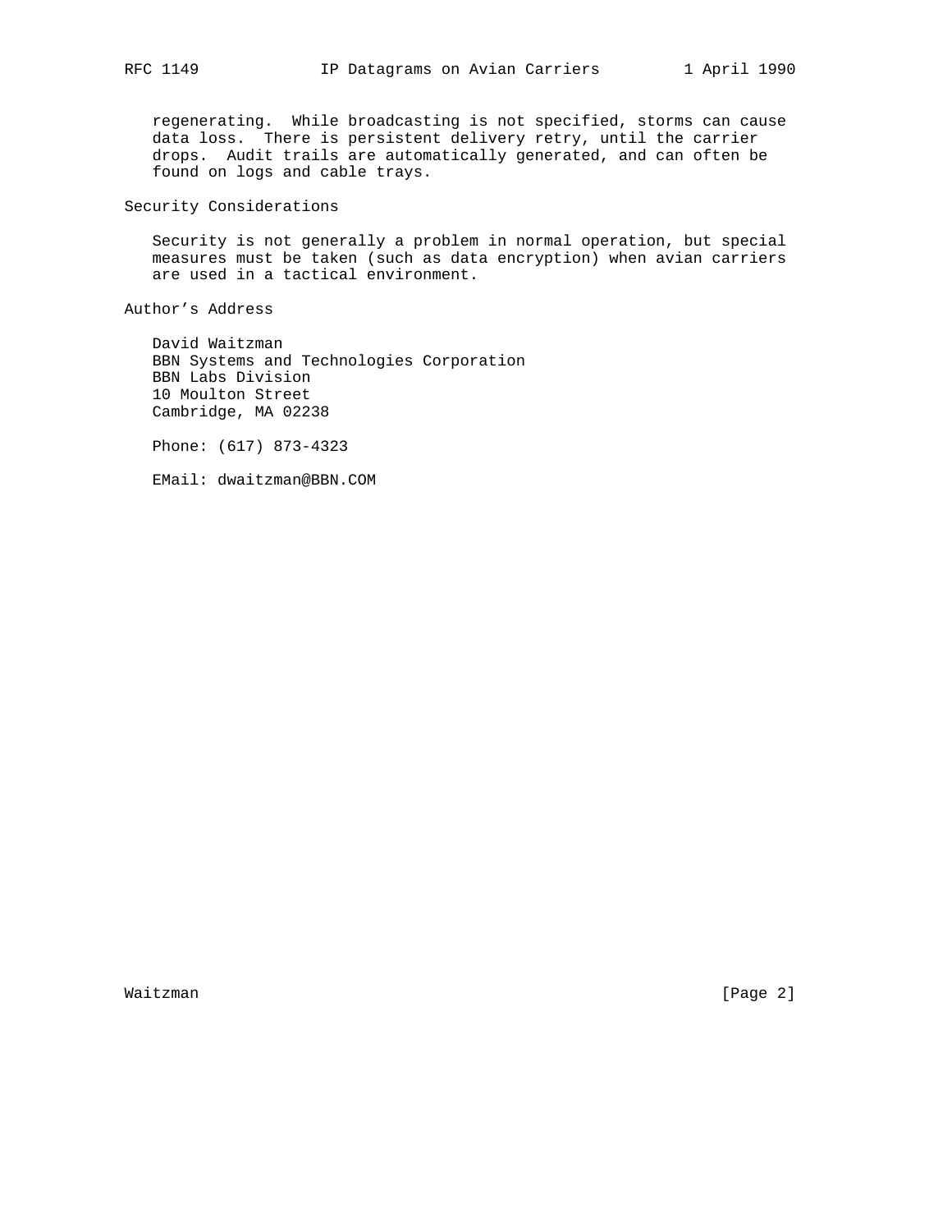regenerating. While broadcasting is not specified, storms can cause data loss. There is persistent delivery retry, until the carrier drops. Audit trails are automatically generated, and can often be found on logs and cable trays.

## Security Considerations

Security is not generally a problem in normal operation, but special measures must be taken (such as data encryption) when avian carriers are used in a tactical environment.

## Author’s Address

David Waitzman
BBN Systems and Technologies Corporation
BBN Labs Division
10 Moulton Street
Cambridge, MA 02238

Phone: (617) 873-4323

EMail: dwaitzman@BBN.COM